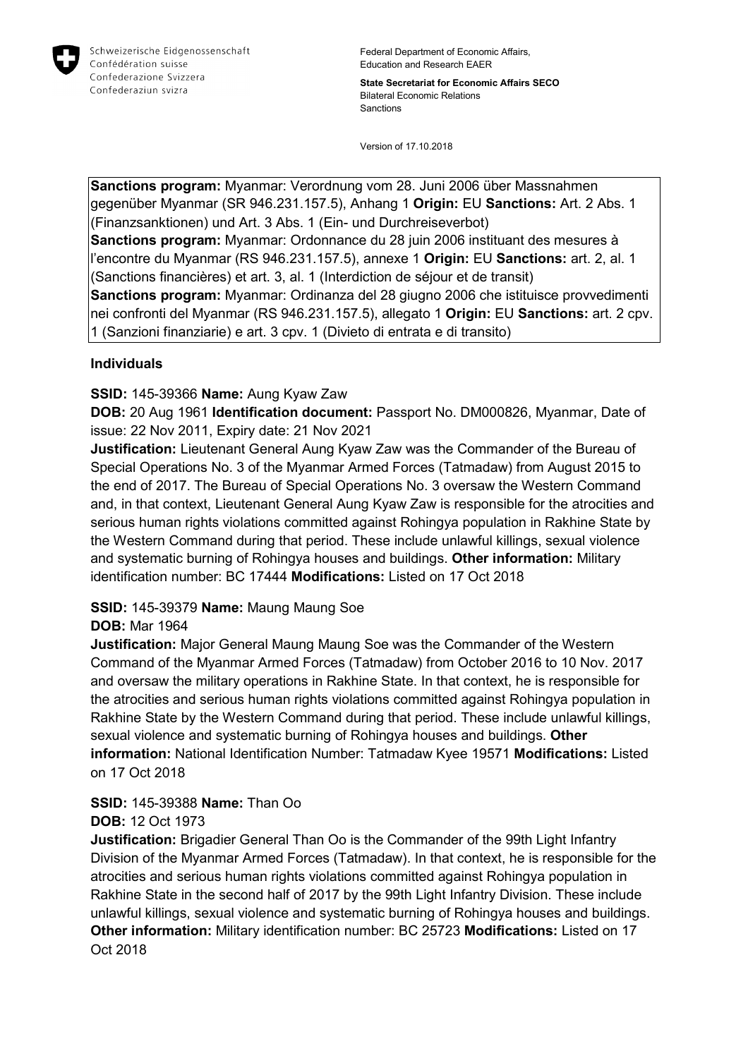Schweizerische Eidgenossenschaft
Confédération suisse
Confederazione Svizzera
Confederaziun svizra

Federal Department of Economic Affairs, Education and Research EAER

**State Secretariat for Economic Affairs SECO**
Bilateral Economic Relations
Sanctions

Version of 17.10.2018

**Sanctions program:** Myanmar: Verordnung vom 28. Juni 2006 über Massnahmen gegenüber Myanmar (SR 946.231.157.5), Anhang 1 **Origin:** EU **Sanctions:** Art. 2 Abs. 1 (Finanzsanktionen) und Art. 3 Abs. 1 (Ein- und Durchreiseverbot)
**Sanctions program:** Myanmar: Ordonnance du 28 juin 2006 instituant des mesures à l'encontre du Myanmar (RS 946.231.157.5), annexe 1 **Origin:** EU **Sanctions:** art. 2, al. 1 (Sanctions financières) et art. 3, al. 1 (Interdiction de séjour et de transit)
**Sanctions program:** Myanmar: Ordinanza del 28 giugno 2006 che istituisce provvedimenti nei confronti del Myanmar (RS 946.231.157.5), allegato 1 **Origin:** EU **Sanctions:** art. 2 cpv. 1 (Sanzioni finanziarie) e art. 3 cpv. 1 (Divieto di entrata e di transito)

## Individuals

**SSID:** 145-39366 **Name:** Aung Kyaw Zaw
**DOB:** 20 Aug 1961 **Identification document:** Passport No. DM000826, Myanmar, Date of issue: 22 Nov 2011, Expiry date: 21 Nov 2021
**Justification:** Lieutenant General Aung Kyaw Zaw was the Commander of the Bureau of Special Operations No. 3 of the Myanmar Armed Forces (Tatmadaw) from August 2015 to the end of 2017. The Bureau of Special Operations No. 3 oversaw the Western Command and, in that context, Lieutenant General Aung Kyaw Zaw is responsible for the atrocities and serious human rights violations committed against Rohingya population in Rakhine State by the Western Command during that period. These include unlawful killings, sexual violence and systematic burning of Rohingya houses and buildings. **Other information:** Military identification number: BC 17444 **Modifications:** Listed on 17 Oct 2018

**SSID:** 145-39379 **Name:** Maung Maung Soe
**DOB:** Mar 1964
**Justification:** Major General Maung Maung Soe was the Commander of the Western Command of the Myanmar Armed Forces (Tatmadaw) from October 2016 to 10 Nov. 2017 and oversaw the military operations in Rakhine State. In that context, he is responsible for the atrocities and serious human rights violations committed against Rohingya population in Rakhine State by the Western Command during that period. These include unlawful killings, sexual violence and systematic burning of Rohingya houses and buildings. **Other information:** National Identification Number: Tatmadaw Kyee 19571 **Modifications:** Listed on 17 Oct 2018

**SSID:** 145-39388 **Name:** Than Oo
**DOB:** 12 Oct 1973
**Justification:** Brigadier General Than Oo is the Commander of the 99th Light Infantry Division of the Myanmar Armed Forces (Tatmadaw). In that context, he is responsible for the atrocities and serious human rights violations committed against Rohingya population in Rakhine State in the second half of 2017 by the 99th Light Infantry Division. These include unlawful killings, sexual violence and systematic burning of Rohingya houses and buildings. **Other information:** Military identification number: BC 25723 **Modifications:** Listed on 17 Oct 2018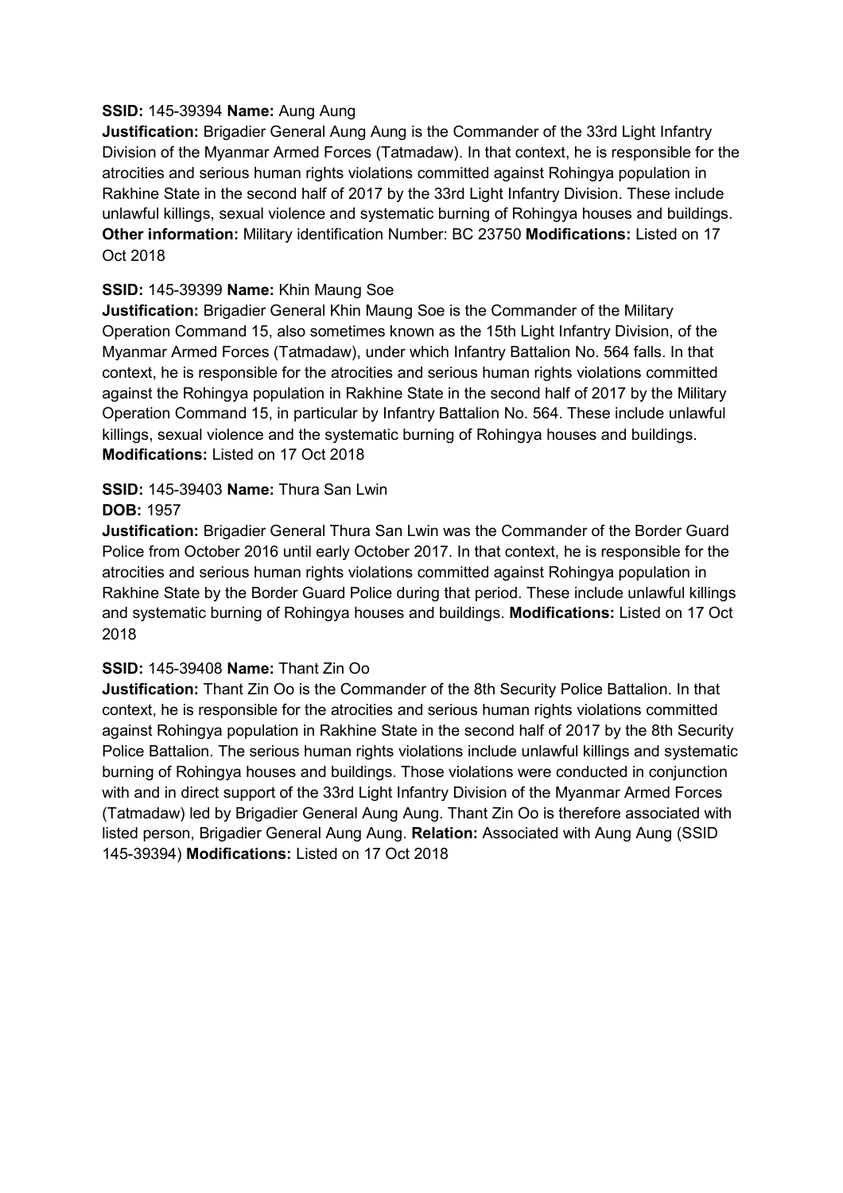**SSID:** 145-39394 **Name:** Aung Aung
**Justification:** Brigadier General Aung Aung is the Commander of the 33rd Light Infantry Division of the Myanmar Armed Forces (Tatmadaw). In that context, he is responsible for the atrocities and serious human rights violations committed against Rohingya population in Rakhine State in the second half of 2017 by the 33rd Light Infantry Division. These include unlawful killings, sexual violence and systematic burning of Rohingya houses and buildings. **Other information:** Military identification Number: BC 23750 **Modifications:** Listed on 17 Oct 2018

**SSID:** 145-39399 **Name:** Khin Maung Soe
**Justification:** Brigadier General Khin Maung Soe is the Commander of the Military Operation Command 15, also sometimes known as the 15th Light Infantry Division, of the Myanmar Armed Forces (Tatmadaw), under which Infantry Battalion No. 564 falls. In that context, he is responsible for the atrocities and serious human rights violations committed against the Rohingya population in Rakhine State in the second half of 2017 by the Military Operation Command 15, in particular by Infantry Battalion No. 564. These include unlawful killings, sexual violence and the systematic burning of Rohingya houses and buildings. **Modifications:** Listed on 17 Oct 2018

**SSID:** 145-39403 **Name:** Thura San Lwin
**DOB:** 1957
**Justification:** Brigadier General Thura San Lwin was the Commander of the Border Guard Police from October 2016 until early October 2017. In that context, he is responsible for the atrocities and serious human rights violations committed against Rohingya population in Rakhine State by the Border Guard Police during that period. These include unlawful killings and systematic burning of Rohingya houses and buildings. **Modifications:** Listed on 17 Oct 2018

**SSID:** 145-39408 **Name:** Thant Zin Oo
**Justification:** Thant Zin Oo is the Commander of the 8th Security Police Battalion. In that context, he is responsible for the atrocities and serious human rights violations committed against Rohingya population in Rakhine State in the second half of 2017 by the 8th Security Police Battalion. The serious human rights violations include unlawful killings and systematic burning of Rohingya houses and buildings. Those violations were conducted in conjunction with and in direct support of the 33rd Light Infantry Division of the Myanmar Armed Forces (Tatmadaw) led by Brigadier General Aung Aung. Thant Zin Oo is therefore associated with listed person, Brigadier General Aung Aung. **Relation:** Associated with Aung Aung (SSID 145-39394) **Modifications:** Listed on 17 Oct 2018